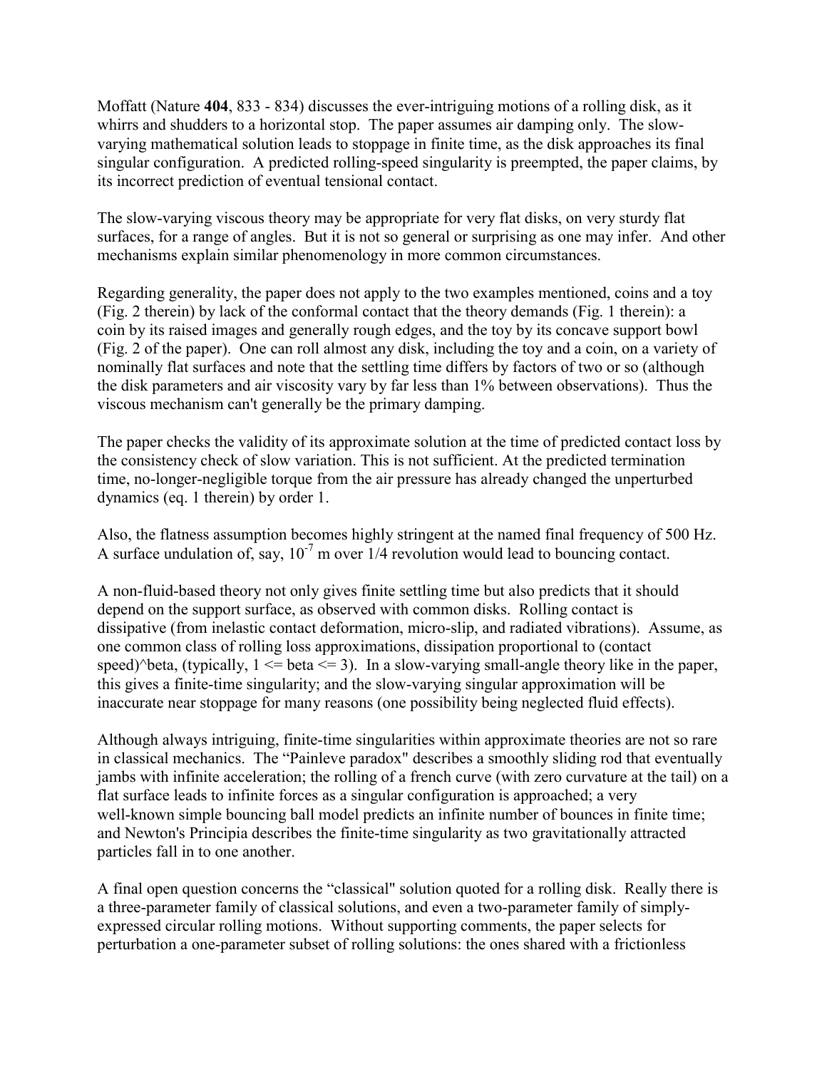Moffatt (Nature **404**, 833 - 834) discusses the ever-intriguing motions of a rolling disk, as it whirrs and shudders to a horizontal stop. The paper assumes air damping only. The slow-varying mathematical solution leads to stoppage in finite time, as the disk approaches its final singular configuration. A predicted rolling-speed singularity is preempted, the paper claims, by its incorrect prediction of eventual tensional contact.

The slow-varying viscous theory may be appropriate for very flat disks, on very sturdy flat surfaces, for a range of angles. But it is not so general or surprising as one may infer. And other mechanisms explain similar phenomenology in more common circumstances.

Regarding generality, the paper does not apply to the two examples mentioned, coins and a toy (Fig. 2 therein) by lack of the conformal contact that the theory demands (Fig. 1 therein): a coin by its raised images and generally rough edges, and the toy by its concave support bowl (Fig. 2 of the paper). One can roll almost any disk, including the toy and a coin, on a variety of nominally flat surfaces and note that the settling time differs by factors of two or so (although the disk parameters and air viscosity vary by far less than 1% between observations). Thus the viscous mechanism can't generally be the primary damping.

The paper checks the validity of its approximate solution at the time of predicted contact loss by the consistency check of slow variation. This is not sufficient. At the predicted termination time, no-longer-negligible torque from the air pressure has already changed the unperturbed dynamics (eq. 1 therein) by order 1.

Also, the flatness assumption becomes highly stringent at the named final frequency of 500 Hz. A surface undulation of, say, $10^{-7}$ m over 1/4 revolution would lead to bouncing contact.

A non-fluid-based theory not only gives finite settling time but also predicts that it should depend on the support surface, as observed with common disks. Rolling contact is dissipative (from inelastic contact deformation, micro-slip, and radiated vibrations). Assume, as one common class of rolling loss approximations, dissipation proportional to (contact speed)^beta, (typically, 1 <= beta <= 3). In a slow-varying small-angle theory like in the paper, this gives a finite-time singularity; and the slow-varying singular approximation will be inaccurate near stoppage for many reasons (one possibility being neglected fluid effects).

Although always intriguing, finite-time singularities within approximate theories are not so rare in classical mechanics. The "Painleve paradox" describes a smoothly sliding rod that eventually jambs with infinite acceleration; the rolling of a french curve (with zero curvature at the tail) on a flat surface leads to infinite forces as a singular configuration is approached; a very well-known simple bouncing ball model predicts an infinite number of bounces in finite time; and Newton's Principia describes the finite-time singularity as two gravitationally attracted particles fall in to one another.

A final open question concerns the "classical" solution quoted for a rolling disk. Really there is a three-parameter family of classical solutions, and even a two-parameter family of simply-expressed circular rolling motions. Without supporting comments, the paper selects for perturbation a one-parameter subset of rolling solutions: the ones shared with a frictionless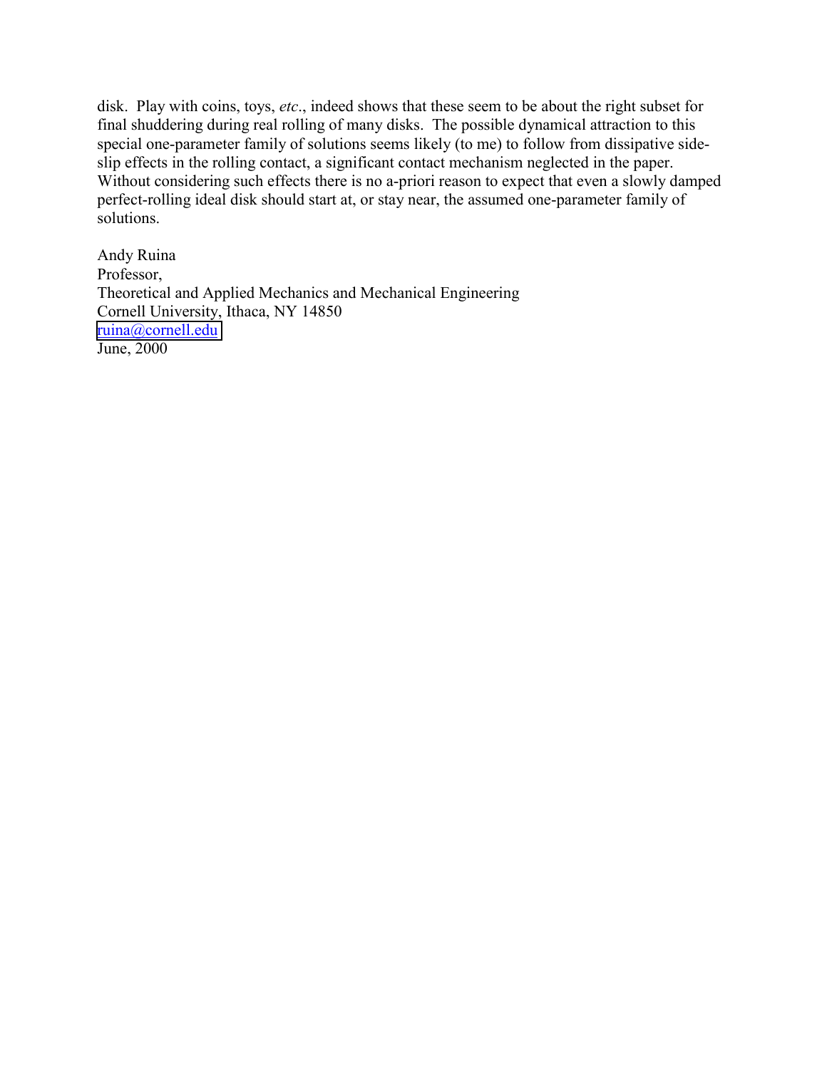disk. Play with coins, toys, *etc*., indeed shows that these seem to be about the right subset for final shuddering during real rolling of many disks. The possible dynamical attraction to this special one-parameter family of solutions seems likely (to me) to follow from dissipative side-slip effects in the rolling contact, a significant contact mechanism neglected in the paper. Without considering such effects there is no a-priori reason to expect that even a slowly damped perfect-rolling ideal disk should start at, or stay near, the assumed one-parameter family of solutions.

Andy Ruina  
Professor,  
Theoretical and Applied Mechanics and Mechanical Engineering  
Cornell University, Ithaca, NY 14850  
ruina@cornell.edu  
June, 2000